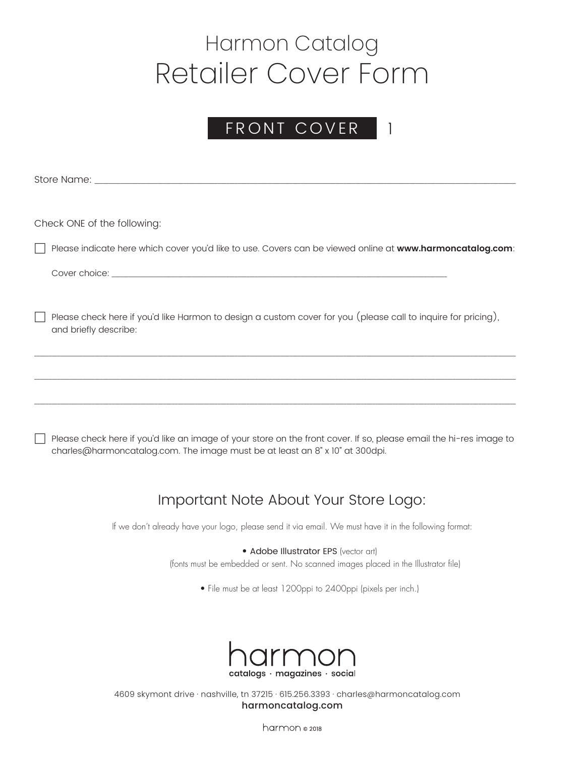# Harmon Catalog
# Retailer Cover Form

**FRONT COVER** 1

Store Name: ___________________________________________________________________________

Check ONE of the following:

☐ Please indicate here which cover you'd like to use. Covers can be viewed online at **www.harmoncatalog.com**:

Cover choice: ____________________________________________________________

☐ Please check here if you'd like Harmon to design a custom cover for you (please call to inquire for pricing), and briefly describe:

___________________________________________________________________________

___________________________________________________________________________

___________________________________________________________________________

☐ Please check here if you'd like an image of your store on the front cover. If so, please email the hi-res image to charles@harmoncatalog.com. The image must be at least an 8" x 10" at 300dpi.

## Important Note About Your Store Logo:

If we don't already have your logo, please send it via email. We must have it in the following format:

- Adobe Illustrator EPS (vector art)
  (fonts must be embedded or sent. No scanned images placed in the Illustrator file)
- File must be at least 1200ppi to 2400ppi (pixels per inch.)

harmon
catalogs · magazines · social

4609 skymont drive · nashville, tn 37215 · 615.256.3393 · charles@harmoncatalog.com
harmoncatalog.com

harmon © 2018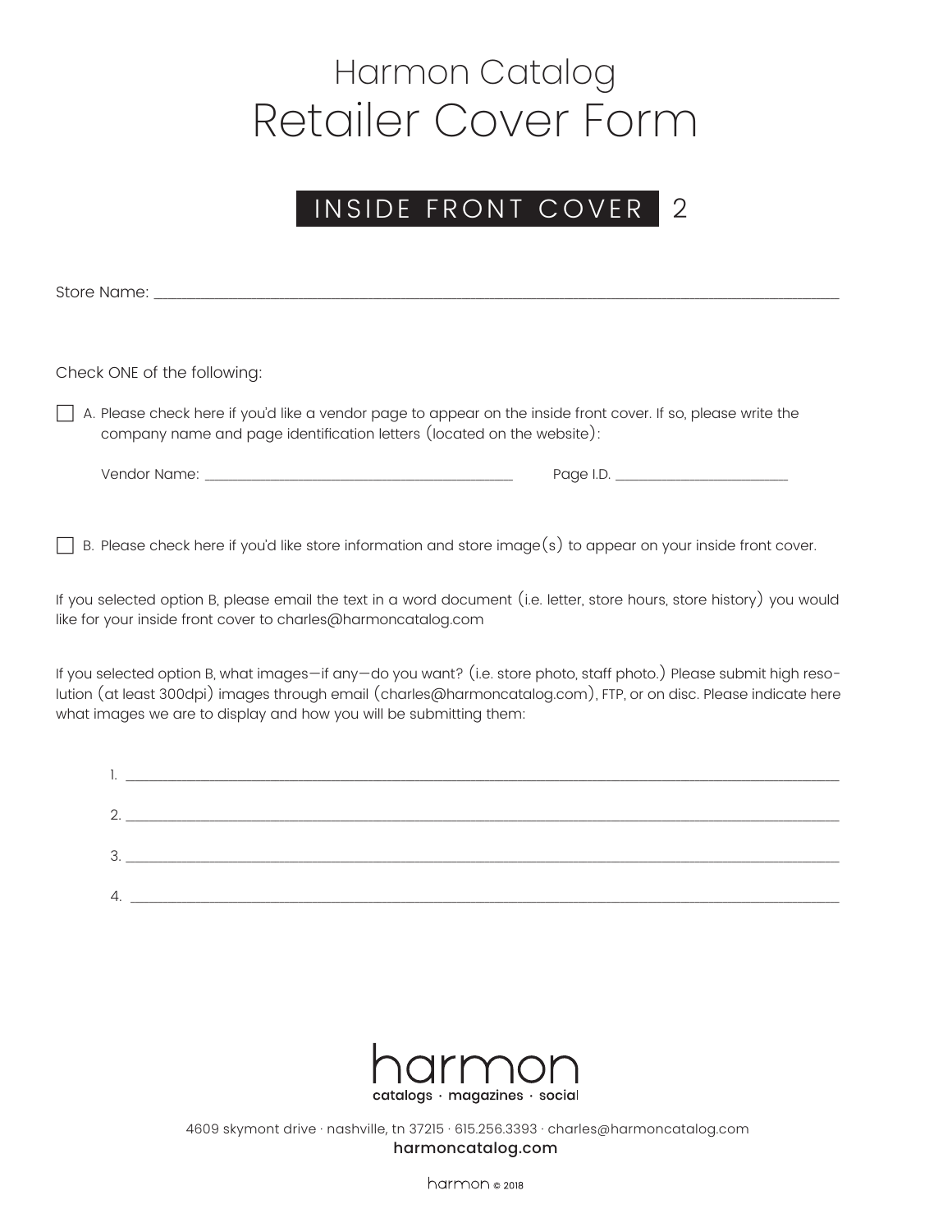# Harmon Catalog
# Retailer Cover Form

## INSIDE FRONT COVER 2

Store Name: ______________________________________________________________________________________

Check ONE of the following:

☐ A. Please check here if you'd like a vendor page to appear on the inside front cover. If so, please write the company name and page identification letters (located on the website):

Vendor Name: ________________________________________ Page I.D. ______________________

☐ B. Please check here if you'd like store information and store image(s) to appear on your inside front cover.

If you selected option B, please email the text in a word document (i.e. letter, store hours, store history) you would like for your inside front cover to charles@harmoncatalog.com

If you selected option B, what images—if any—do you want? (i.e. store photo, staff photo.) Please submit high resolution (at least 300dpi) images through email (charles@harmoncatalog.com), FTP, or on disc. Please indicate here what images we are to display and how you will be submitting them:

1. ______________________________________________________________________________________

2. ______________________________________________________________________________________

3. ______________________________________________________________________________________

4. ______________________________________________________________________________________

harmon
catalogs · magazines · social

4609 skymont drive · nashville, tn 37215 · 615.256.3393 · charles@harmoncatalog.com
harmoncatalog.com

harmon © 2018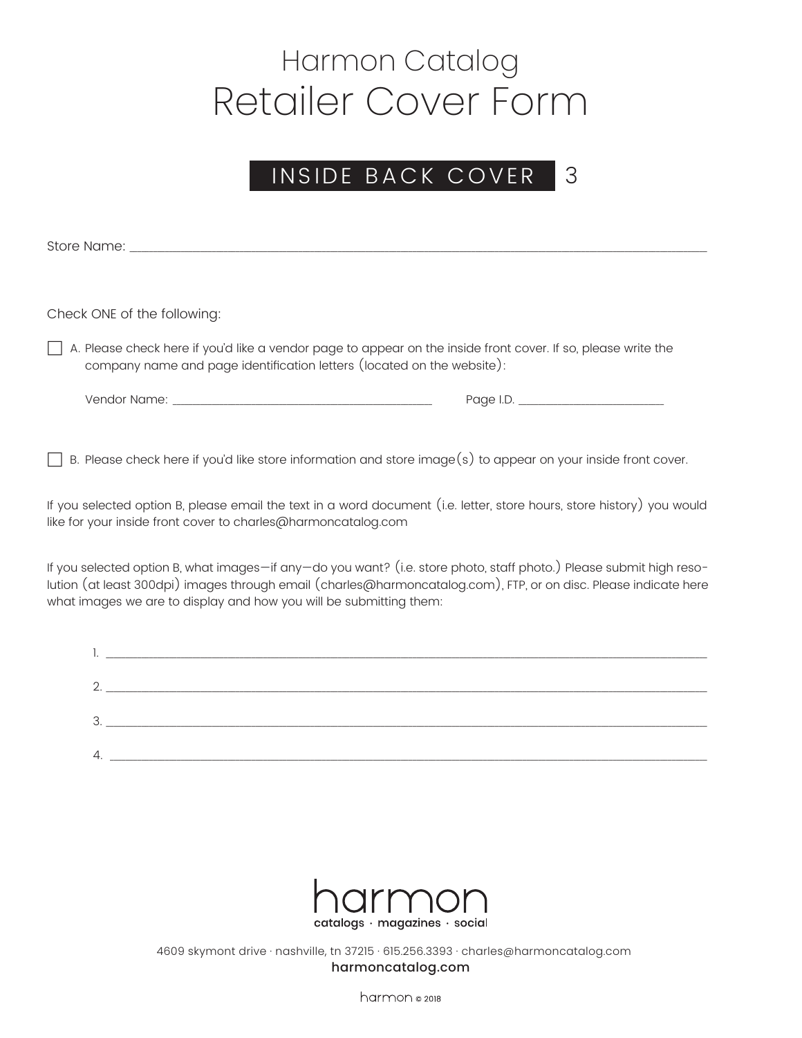# Harmon Catalog

# Retailer Cover Form

## INSIDE BACK COVER 3

Store Name: ___________________________________________________________________________

Check ONE of the following:

☐ A. Please check here if you'd like a vendor page to appear on the inside front cover. If so, please write the company name and page identification letters (located on the website):

Vendor Name: ___________________________________ Page I.D. ____________________

☐ B. Please check here if you'd like store information and store image(s) to appear on your inside front cover.

If you selected option B, please email the text in a word document (i.e. letter, store hours, store history) you would like for your inside front cover to charles@harmoncatalog.com

If you selected option B, what images—if any—do you want? (i.e. store photo, staff photo.) Please submit high resolution (at least 300dpi) images through email (charles@harmoncatalog.com), FTP, or on disc. Please indicate here what images we are to display and how you will be submitting them:

1. ___________________________________________________________________________

2. ___________________________________________________________________________

3. ___________________________________________________________________________

4. ___________________________________________________________________________

harmon

catalogs · magazines · social

4609 skymont drive · nashville, tn 37215 · 615.256.3393 · charles@harmoncatalog.com

**harmoncatalog.com**

harmon © 2018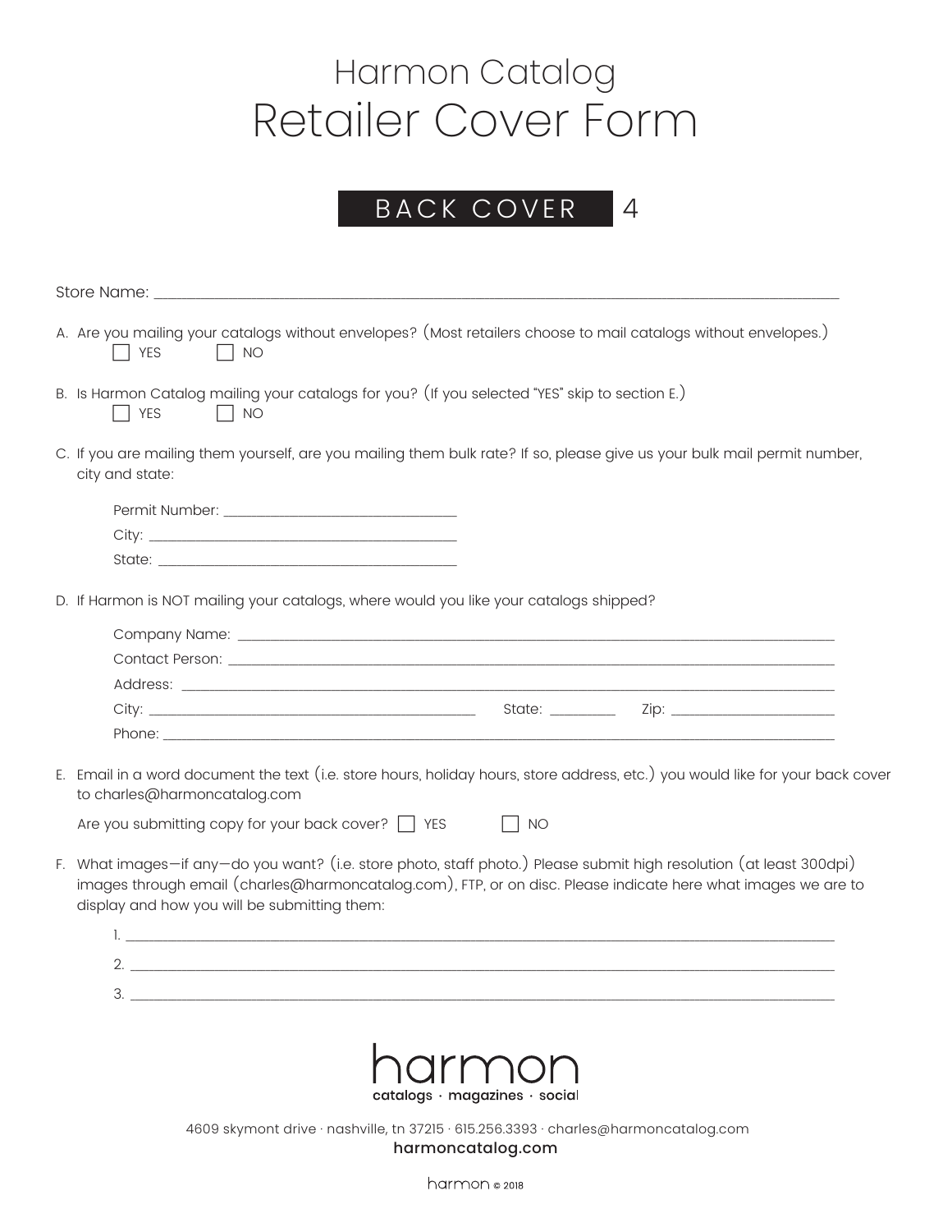# Harmon Catalog
# Retailer Cover Form

## BACK COVER 4

Store Name: ______________________________________________________________

A. Are you mailing your catalogs without envelopes? (Most retailers choose to mail catalogs without envelopes.)
   ☐ YES ☐ NO

B. Is Harmon Catalog mailing your catalogs for you? (If you selected "YES" skip to section E.)
   ☐ YES ☐ NO

C. If you are mailing them yourself, are you mailing them bulk rate? If so, please give us your bulk mail permit number, city and state:

   Permit Number: ______________________
   City: ______________________________
   State: _____________________________

D. If Harmon is NOT mailing your catalogs, where would you like your catalogs shipped?

   Company Name: ______________________________________________________
   Contact Person: _____________________________________________________
   Address: ___________________________________________________________
   City: ________________________________ State: _________ Zip: _______________
   Phone: ____________________________________________________________

E. Email in a word document the text (i.e. store hours, holiday hours, store address, etc.) you would like for your back cover to charles@harmoncatalog.com

   Are you submitting copy for your back cover? ☐ YES ☐ NO

F. What images—if any—do you want? (i.e. store photo, staff photo.) Please submit high resolution (at least 300dpi) images through email (charles@harmoncatalog.com), FTP, or on disc. Please indicate here what images we are to display and how you will be submitting them:

   1. ________________________________________________________________
   2. ________________________________________________________________
   3. ________________________________________________________________

harmon
catalogs · magazines · social

4609 skymont drive · nashville, tn 37215 · 615.256.3393 · charles@harmoncatalog.com
**harmoncatalog.com**

harmon © 2018